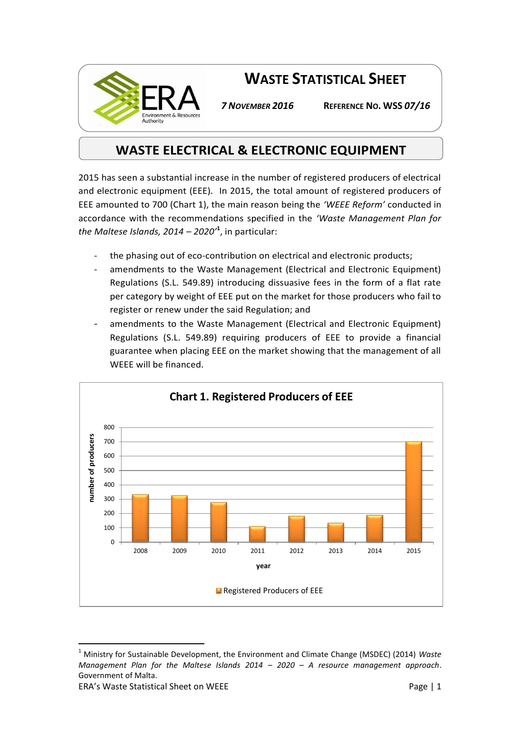# WASTE STATISTICAL SHEET

*7 NOVEMBER 2016* REFERENCE NO. WSS *07/16*

## WASTE ELECTRICAL & ELECTRONIC EQUIPMENT

2015 has seen a substantial increase in the number of registered producers of electrical and electronic equipment (EEE). In 2015, the total amount of registered producers of EEE amounted to 700 (Chart 1), the main reason being the *'WEEE Reform'* conducted in accordance with the recommendations specified in the *'Waste Management Plan for the Maltese Islands, 2014 – 2020'*[1], in particular:

- the phasing out of eco-contribution on electrical and electronic products;
- amendments to the Waste Management (Electrical and Electronic Equipment) Regulations (S.L. 549.89) introducing dissuasive fees in the form of a flat rate per category by weight of EEE put on the market for those producers who fail to register or renew under the said Regulation; and
- amendments to the Waste Management (Electrical and Electronic Equipment) Regulations (S.L. 549.89) requiring producers of EEE to provide a financial guarantee when placing EEE on the market showing that the management of all WEEE will be financed.

**Chart 1. Registered Producers of EEE**

[1] Ministry for Sustainable Development, the Environment and Climate Change (MSDEC) (2014) *Waste Management Plan for the Maltese Islands 2014 – 2020 – A resource management approach*. Government of Malta.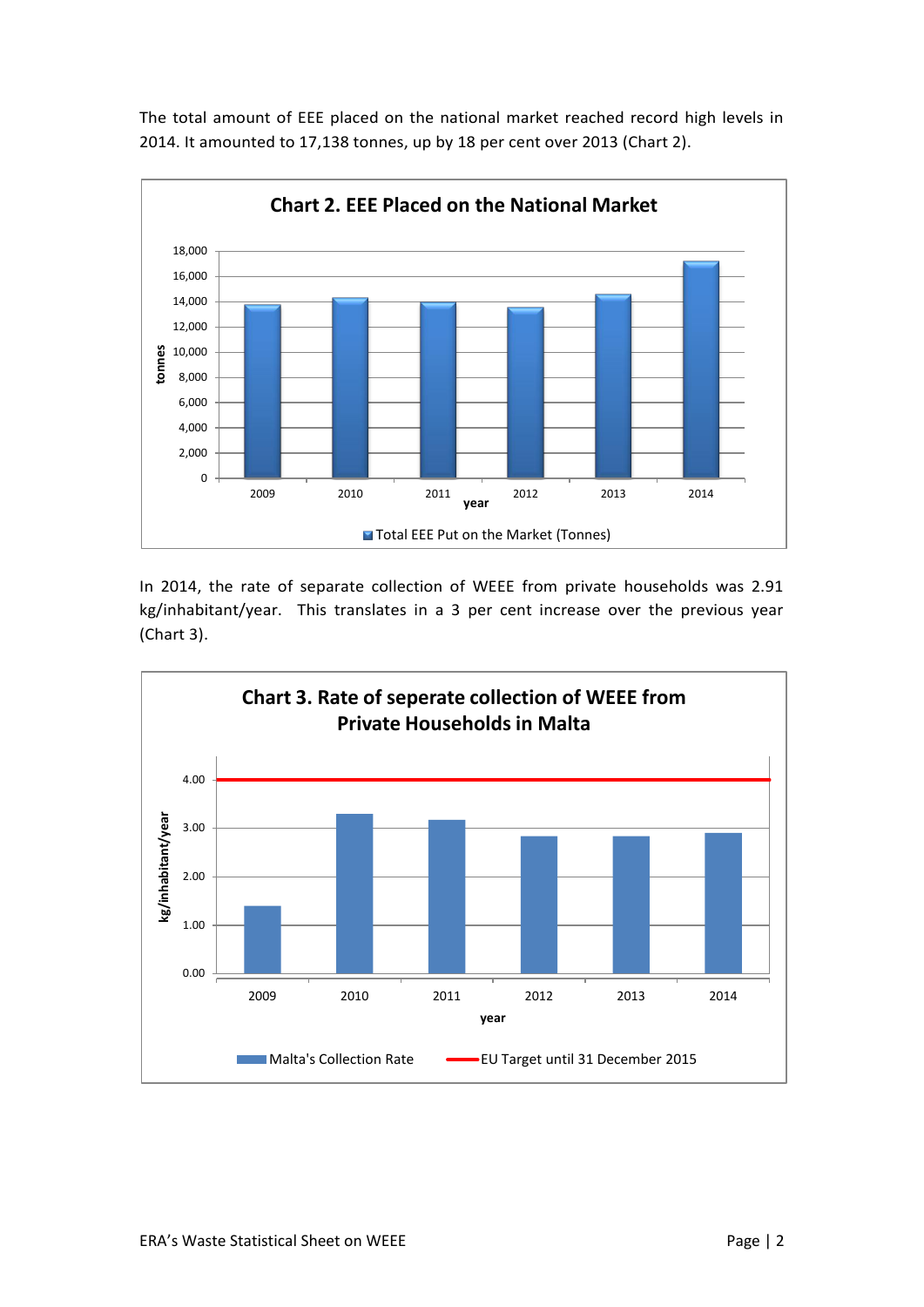The total amount of EEE placed on the national market reached record high levels in 2014. It amounted to 17,138 tonnes, up by 18 per cent over 2013 (Chart 2).

**Chart 2. EEE Placed on the National Market**

In 2014, the rate of separate collection of WEEE from private households was 2.91 kg/inhabitant/year. This translates in a 3 per cent increase over the previous year (Chart 3).

**Chart 3. Rate of seperate collection of WEEE from Private Households in Malta**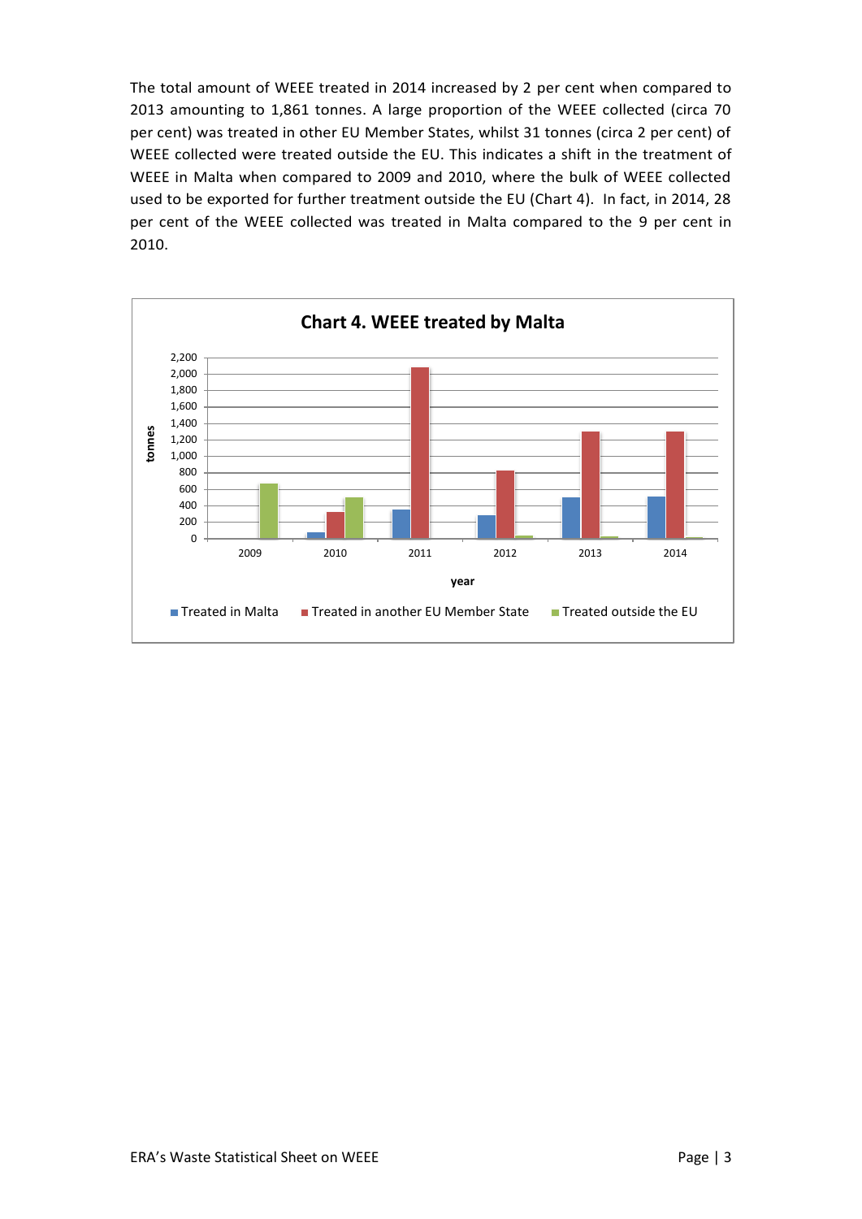The total amount of WEEE treated in 2014 increased by 2 per cent when compared to 2013 amounting to 1,861 tonnes. A large proportion of the WEEE collected (circa 70 per cent) was treated in other EU Member States, whilst 31 tonnes (circa 2 per cent) of WEEE collected were treated outside the EU. This indicates a shift in the treatment of WEEE in Malta when compared to 2009 and 2010, where the bulk of WEEE collected used to be exported for further treatment outside the EU (Chart 4). In fact, in 2014, 28 per cent of the WEEE collected was treated in Malta compared to the 9 per cent in 2010.

**Chart 4. WEEE treated by Malta**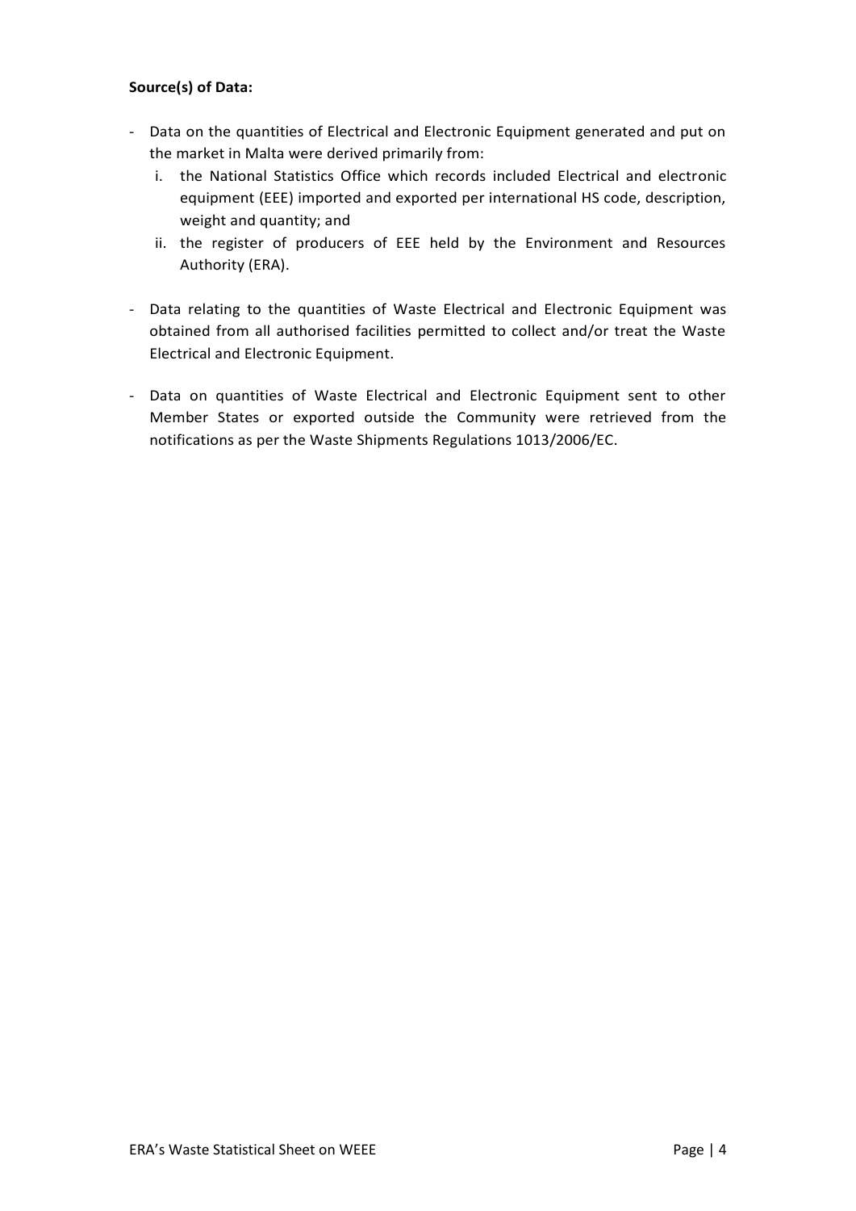**Source(s) of Data:**

- Data on the quantities of Electrical and Electronic Equipment generated and put on the market in Malta were derived primarily from:
  i. the National Statistics Office which records included Electrical and electronic equipment (EEE) imported and exported per international HS code, description, weight and quantity; and
  ii. the register of producers of EEE held by the Environment and Resources Authority (ERA).

- Data relating to the quantities of Waste Electrical and Electronic Equipment was obtained from all authorised facilities permitted to collect and/or treat the Waste Electrical and Electronic Equipment.

- Data on quantities of Waste Electrical and Electronic Equipment sent to other Member States or exported outside the Community were retrieved from the notifications as per the Waste Shipments Regulations 1013/2006/EC.